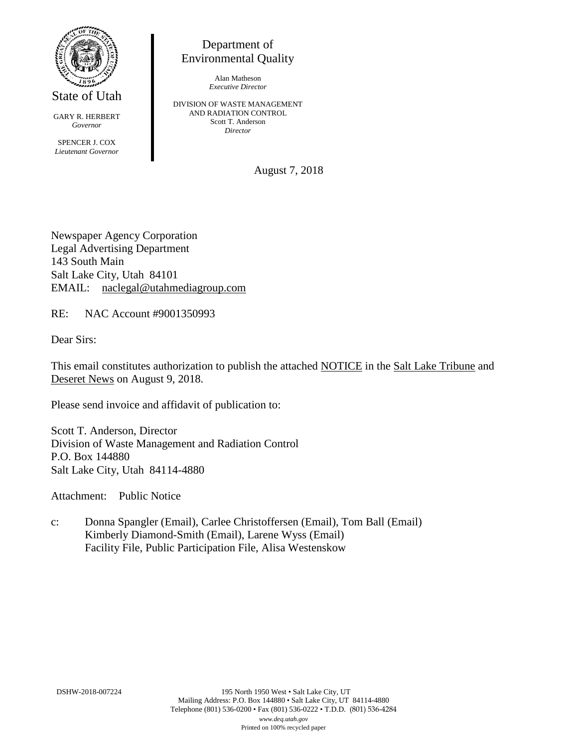State of Utah

GARY R. HERBERT
*Governor*

SPENCER J. COX
*Lieutenant Governor*

Department of
Environmental Quality

Alan Matheson
*Executive Director*

DIVISION OF WASTE MANAGEMENT
AND RADIATION CONTROL
Scott T. Anderson
*Director*

August 7, 2018

Newspaper Agency Corporation
Legal Advertising Department
143 South Main
Salt Lake City, Utah 84101
EMAIL: naclegal@utahmediagroup.com

RE: NAC Account #9001350993

Dear Sirs:

This email constitutes authorization to publish the attached NOTICE in the Salt Lake Tribune and Deseret News on August 9, 2018.

Please send invoice and affidavit of publication to:

Scott T. Anderson, Director
Division of Waste Management and Radiation Control
P.O. Box 144880
Salt Lake City, Utah 84114-4880

Attachment: Public Notice

c: Donna Spangler (Email), Carlee Christoffersen (Email), Tom Ball (Email)
Kimberly Diamond-Smith (Email), Larene Wyss (Email)
Facility File, Public Participation File, Alisa Westenskow

DSHW-2018-007224

195 North 1950 West • Salt Lake City, UT
Mailing Address: P.O. Box 144880 • Salt Lake City, UT 84114-4880
Telephone (801) 536-0200 • Fax (801) 536-0222 • T.D.D. (801) 536-4284
*www.deq.utah.gov*
Printed on 100% recycled paper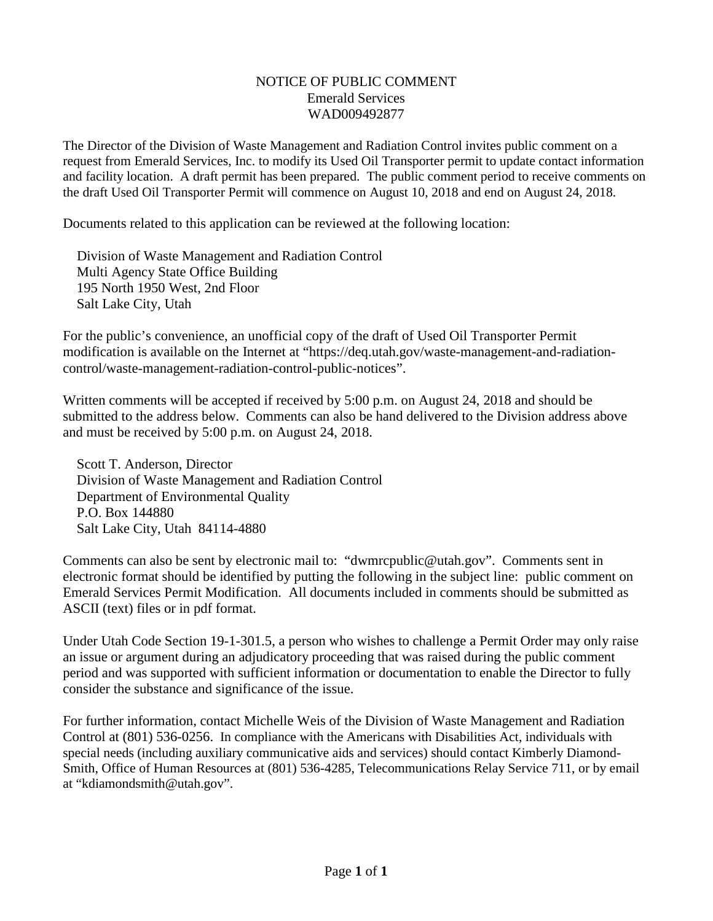# NOTICE OF PUBLIC COMMENT
## Emerald Services
## WAD009492877

The Director of the Division of Waste Management and Radiation Control invites public comment on a request from Emerald Services, Inc. to modify its Used Oil Transporter permit to update contact information and facility location. A draft permit has been prepared. The public comment period to receive comments on the draft Used Oil Transporter Permit will commence on August 10, 2018 and end on August 24, 2018.

Documents related to this application can be reviewed at the following location:

Division of Waste Management and Radiation Control
Multi Agency State Office Building
195 North 1950 West, 2nd Floor
Salt Lake City, Utah

For the public's convenience, an unofficial copy of the draft of Used Oil Transporter Permit modification is available on the Internet at "https://deq.utah.gov/waste-management-and-radiation-control/waste-management-radiation-control-public-notices".

Written comments will be accepted if received by 5:00 p.m. on August 24, 2018 and should be submitted to the address below. Comments can also be hand delivered to the Division address above and must be received by 5:00 p.m. on August 24, 2018.

Scott T. Anderson, Director
Division of Waste Management and Radiation Control
Department of Environmental Quality
P.O. Box 144880
Salt Lake City, Utah 84114-4880

Comments can also be sent by electronic mail to: "dwmrcpublic@utah.gov". Comments sent in electronic format should be identified by putting the following in the subject line: public comment on Emerald Services Permit Modification. All documents included in comments should be submitted as ASCII (text) files or in pdf format.

Under Utah Code Section 19-1-301.5, a person who wishes to challenge a Permit Order may only raise an issue or argument during an adjudicatory proceeding that was raised during the public comment period and was supported with sufficient information or documentation to enable the Director to fully consider the substance and significance of the issue.

For further information, contact Michelle Weis of the Division of Waste Management and Radiation Control at (801) 536-0256. In compliance with the Americans with Disabilities Act, individuals with special needs (including auxiliary communicative aids and services) should contact Kimberly Diamond-Smith, Office of Human Resources at (801) 536-4285, Telecommunications Relay Service 711, or by email at "kdiamondsmith@utah.gov".